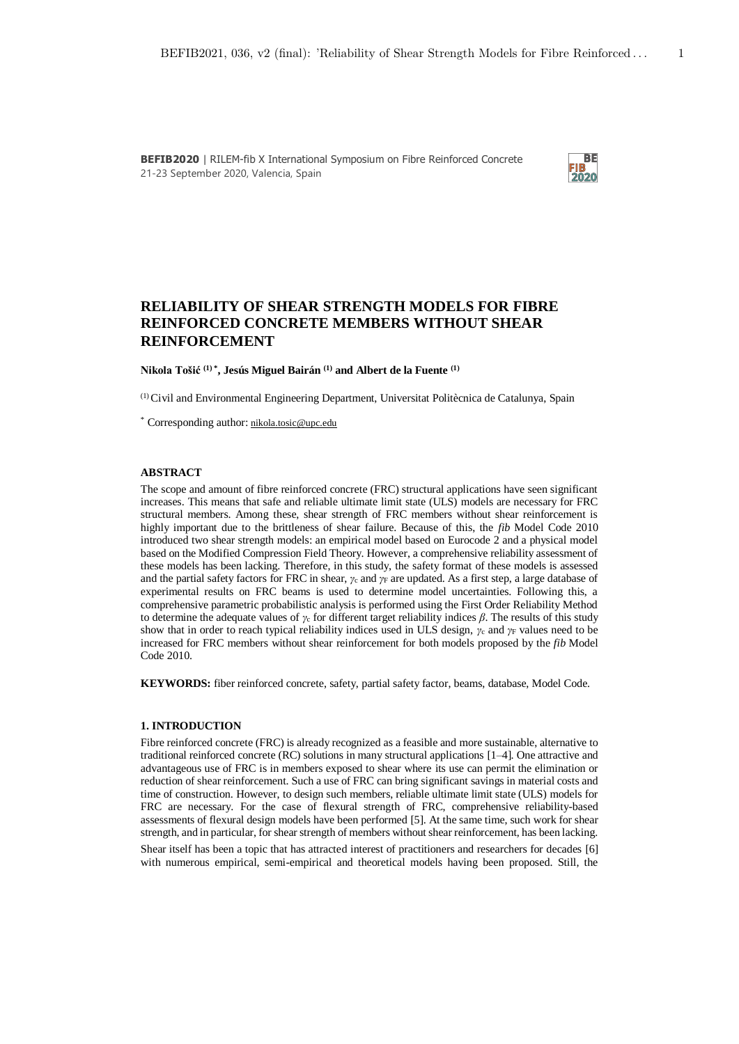**BEFIB2020** | RILEM-fib X International Symposium on Fibre Reinforced Concrete
21-23 September 2020, Valencia, Spain

# RELIABILITY OF SHEAR STRENGTH MODELS FOR FIBRE REINFORCED CONCRETE MEMBERS WITHOUT SHEAR REINFORCEMENT

**Nikola Tošić [(1) *], Jesús Miguel Bairán [(1)] and Albert de la Fuente [(1)]**

[(1)] Civil and Environmental Engineering Department, Universitat Politècnica de Catalunya, Spain

[*] Corresponding author: nikola.tosic@upc.edu

## ABSTRACT

The scope and amount of fibre reinforced concrete (FRC) structural applications have seen significant increases. This means that safe and reliable ultimate limit state (ULS) models are necessary for FRC structural members. Among these, shear strength of FRC members without shear reinforcement is highly important due to the brittleness of shear failure. Because of this, the *fib* Model Code 2010 introduced two shear strength models: an empirical model based on Eurocode 2 and a physical model based on the Modified Compression Field Theory. However, a comprehensive reliability assessment of these models has been lacking. Therefore, in this study, the safety format of these models is assessed and the partial safety factors for FRC in shear, $\gamma_c$ and $\gamma_F$ are updated. As a first step, a large database of experimental results on FRC beams is used to determine model uncertainties. Following this, a comprehensive parametric probabilistic analysis is performed using the First Order Reliability Method to determine the adequate values of $\gamma_c$ for different target reliability indices $\beta$. The results of this study show that in order to reach typical reliability indices used in ULS design, $\gamma_c$ and $\gamma_F$ values need to be increased for FRC members without shear reinforcement for both models proposed by the *fib* Model Code 2010.

**KEYWORDS:** fiber reinforced concrete, safety, partial safety factor, beams, database, Model Code.

## 1. INTRODUCTION

Fibre reinforced concrete (FRC) is already recognized as a feasible and more sustainable, alternative to traditional reinforced concrete (RC) solutions in many structural applications [1–4]. One attractive and advantageous use of FRC is in members exposed to shear where its use can permit the elimination or reduction of shear reinforcement. Such a use of FRC can bring significant savings in material costs and time of construction. However, to design such members, reliable ultimate limit state (ULS) models for FRC are necessary. For the case of flexural strength of FRC, comprehensive reliability-based assessments of flexural design models have been performed [5]. At the same time, such work for shear strength, and in particular, for shear strength of members without shear reinforcement, has been lacking.

Shear itself has been a topic that has attracted interest of practitioners and researchers for decades [6] with numerous empirical, semi-empirical and theoretical models having been proposed. Still, the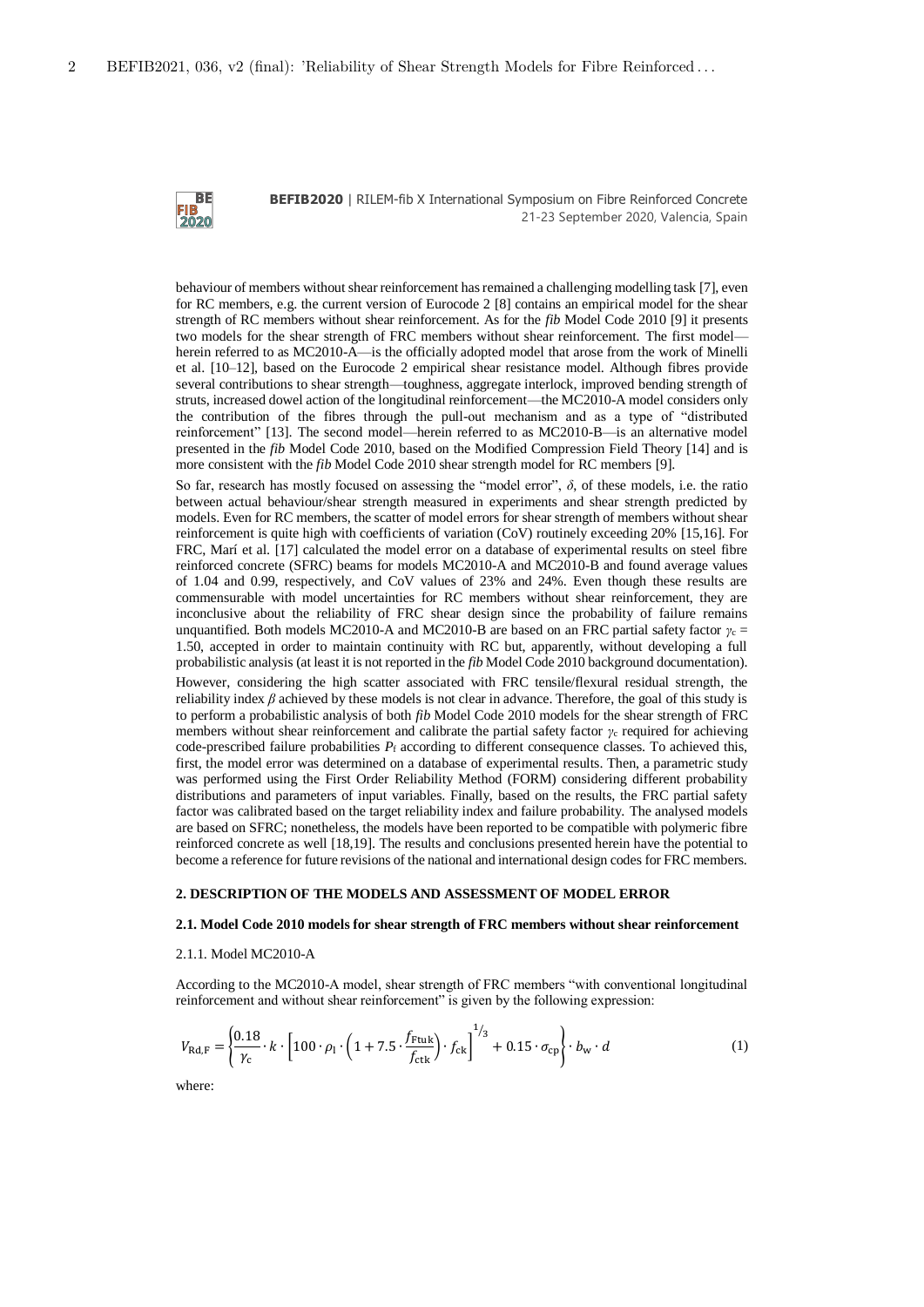behaviour of members without shear reinforcement has remained a challenging modelling task [7], even for RC members, e.g. the current version of Eurocode 2 [8] contains an empirical model for the shear strength of RC members without shear reinforcement. As for the *fib* Model Code 2010 [9] it presents two models for the shear strength of FRC members without shear reinforcement. The first model—herein referred to as MC2010-A—is the officially adopted model that arose from the work of Minelli et al. [10–12], based on the Eurocode 2 empirical shear resistance model. Although fibres provide several contributions to shear strength—toughness, aggregate interlock, improved bending strength of struts, increased dowel action of the longitudinal reinforcement—the MC2010-A model considers only the contribution of the fibres through the pull-out mechanism and as a type of "distributed reinforcement" [13]. The second model—herein referred to as MC2010-B—is an alternative model presented in the *fib* Model Code 2010, based on the Modified Compression Field Theory [14] and is more consistent with the *fib* Model Code 2010 shear strength model for RC members [9].

So far, research has mostly focused on assessing the "model error", $\delta$, of these models, i.e. the ratio between actual behaviour/shear strength measured in experiments and shear strength predicted by models. Even for RC members, the scatter of model errors for shear strength of members without shear reinforcement is quite high with coefficients of variation (CoV) routinely exceeding 20% [15,16]. For FRC, Marí et al. [17] calculated the model error on a database of experimental results on steel fibre reinforced concrete (SFRC) beams for models MC2010-A and MC2010-B and found average values of 1.04 and 0.99, respectively, and CoV values of 23% and 24%. Even though these results are commensurable with model uncertainties for RC members without shear reinforcement, they are inconclusive about the reliability of FRC shear design since the probability of failure remains unquantified. Both models MC2010-A and MC2010-B are based on an FRC partial safety factor $\gamma_c$ = 1.50, accepted in order to maintain continuity with RC but, apparently, without developing a full probabilistic analysis (at least it is not reported in the *fib* Model Code 2010 background documentation).

However, considering the high scatter associated with FRC tensile/flexural residual strength, the reliability index $\beta$ achieved by these models is not clear in advance. Therefore, the goal of this study is to perform a probabilistic analysis of both *fib* Model Code 2010 models for the shear strength of FRC members without shear reinforcement and calibrate the partial safety factor $\gamma_c$ required for achieving code-prescribed failure probabilities $P_f$ according to different consequence classes. To achieved this, first, the model error was determined on a database of experimental results. Then, a parametric study was performed using the First Order Reliability Method (FORM) considering different probability distributions and parameters of input variables. Finally, based on the results, the FRC partial safety factor was calibrated based on the target reliability index and failure probability. The analysed models are based on SFRC; nonetheless, the models have been reported to be compatible with polymeric fibre reinforced concrete as well [18,19]. The results and conclusions presented herein have the potential to become a reference for future revisions of the national and international design codes for FRC members.

## 2. DESCRIPTION OF THE MODELS AND ASSESSMENT OF MODEL ERROR

### 2.1. Model Code 2010 models for shear strength of FRC members without shear reinforcement

#### 2.1.1. Model MC2010-A

According to the MC2010-A model, shear strength of FRC members "with conventional longitudinal reinforcement and without shear reinforcement" is given by the following expression:

$$V_{\mathrm{Rd,F}} = \left\{ \frac{0.18}{\gamma_c} \cdot k \cdot \left[ 100 \cdot \rho_l \cdot \left( 1 + 7.5 \cdot \frac{f_{\mathrm{Ftuk}}}{f_{\mathrm{ctk}}} \right) \cdot f_{\mathrm{ck}} \right]^{1/3} + 0.15 \cdot \sigma_{\mathrm{cp}} \right\} \cdot b_{\mathrm{w}} \cdot d \tag{1}$$

where: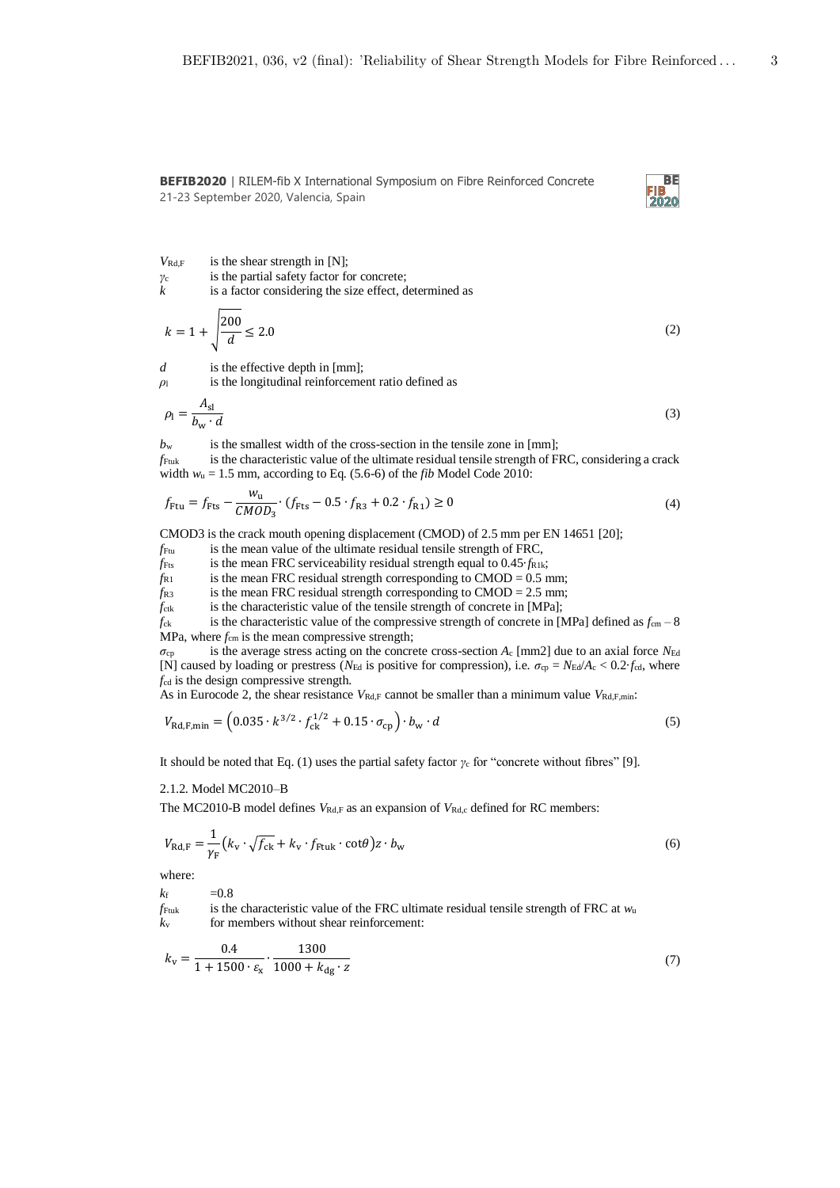$V_{\mathrm{Rd,F}}$ is the shear strength in [N];
$\gamma_{\mathrm{c}}$ is the partial safety factor for concrete;
$k$ is a factor considering the size effect, determined as

$$k = 1 + \sqrt{\frac{200}{d}} \leq 2.0 \tag{2}$$

$d$ is the effective depth in [mm];
$\rho_{\mathrm{l}}$ is the longitudinal reinforcement ratio defined as

$$\rho_{\mathrm{l}} = \frac{A_{\mathrm{sl}}}{b_{\mathrm{w}} \cdot d} \tag{3}$$

$b_{\mathrm{w}}$ is the smallest width of the cross-section in the tensile zone in [mm];
$f_{\mathrm{Ftuk}}$ is the characteristic value of the ultimate residual tensile strength of FRC, considering a crack width $w_{\mathrm{u}} = 1.5$ mm, according to Eq. (5.6-6) of the *fib* Model Code 2010:

$$f_{\mathrm{Ftu}} = f_{\mathrm{Fts}} - \frac{w_{\mathrm{u}}}{CMOD_3} \cdot (f_{\mathrm{Fts}} - 0.5 \cdot f_{\mathrm{R3}} + 0.2 \cdot f_{\mathrm{R1}}) \geq 0 \tag{4}$$

CMOD3 is the crack mouth opening displacement (CMOD) of 2.5 mm per EN 14651 [20];
$f_{\mathrm{Ftu}}$ is the mean value of the ultimate residual tensile strength of FRC,
$f_{\mathrm{Fts}}$ is the mean FRC serviceability residual strength equal to $0.45 \cdot f_{\mathrm{R1k}}$;
$f_{\mathrm{R1}}$ is the mean FRC residual strength corresponding to CMOD = 0.5 mm;
$f_{\mathrm{R3}}$ is the mean FRC residual strength corresponding to CMOD = 2.5 mm;
$f_{\mathrm{ctk}}$ is the characteristic value of the tensile strength of concrete in [MPa];
$f_{\mathrm{ck}}$ is the characteristic value of the compressive strength of concrete in [MPa] defined as $f_{\mathrm{cm}} - 8$ MPa, where $f_{\mathrm{cm}}$ is the mean compressive strength;
$\sigma_{\mathrm{cp}}$ is the average stress acting on the concrete cross-section $A_{\mathrm{c}}$ [mm2] due to an axial force $N_{\mathrm{Ed}}$ [N] caused by loading or prestress ($N_{\mathrm{Ed}}$ is positive for compression), i.e. $\sigma_{\mathrm{cp}} = N_{\mathrm{Ed}}/A_{\mathrm{c}} < 0.2 \cdot f_{\mathrm{cd}}$, where $f_{\mathrm{cd}}$ is the design compressive strength.

As in Eurocode 2, the shear resistance $V_{\mathrm{Rd,F}}$ cannot be smaller than a minimum value $V_{\mathrm{Rd,F,min}}$:

$$V_{\mathrm{Rd,F,min}} = \left(0.035 \cdot k^{3/2} \cdot f_{\mathrm{ck}}^{1/2} + 0.15 \cdot \sigma_{\mathrm{cp}}\right) \cdot b_{\mathrm{w}} \cdot d \tag{5}$$

It should be noted that Eq. (1) uses the partial safety factor $\gamma_{\mathrm{c}}$ for "concrete without fibres" [9].

#### 2.1.2. Model MC2010–B

The MC2010-B model defines $V_{\mathrm{Rd,F}}$ as an expansion of $V_{\mathrm{Rd,c}}$ defined for RC members:

$$V_{\mathrm{Rd,F}} = \frac{1}{\gamma_{\mathrm{F}}}\left(k_{\mathrm{v}} \cdot \sqrt{f_{\mathrm{ck}}} + k_{\mathrm{v}} \cdot f_{\mathrm{Ftuk}} \cdot \cot\theta\right) z \cdot b_{\mathrm{w}} \tag{6}$$

where:

$k_{\mathrm{f}}$ =0.8
$f_{\mathrm{Ftuk}}$ is the characteristic value of the FRC ultimate residual tensile strength of FRC at $w_{\mathrm{u}}$
$k_{\mathrm{v}}$ for members without shear reinforcement:

$$k_{\mathrm{v}} = \frac{0.4}{1 + 1500 \cdot \varepsilon_{\mathrm{x}}} \cdot \frac{1300}{1000 + k_{\mathrm{dg}} \cdot z} \tag{7}$$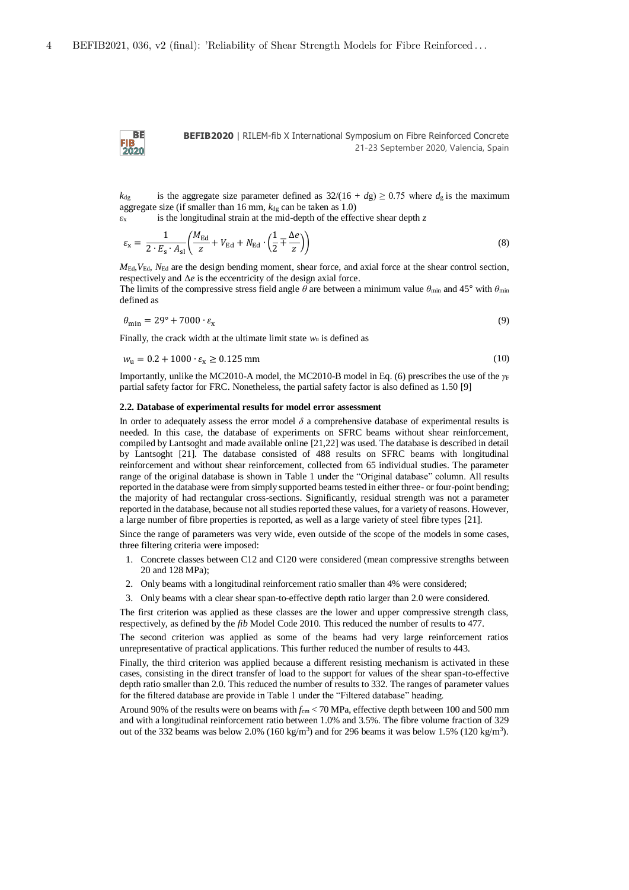$k_{dg}$ is the aggregate size parameter defined as $32/(16 + dg) \geq 0.75$ where $d_g$ is the maximum aggregate size (if smaller than 16 mm, $k_{dg}$ can be taken as 1.0)

$\varepsilon_x$ is the longitudinal strain at the mid-depth of the effective shear depth $z$

$$\varepsilon_x = \frac{1}{2 \cdot E_s \cdot A_{sl}} \left( \frac{M_{Ed}}{z} + V_{Ed} + N_{Ed} \cdot \left( \frac{1}{2} \mp \frac{\Delta e}{z} \right) \right) \tag{8}$$

$M_{Ed}$, $V_{Ed}$, $N_{Ed}$ are the design bending moment, shear force, and axial force at the shear control section, respectively and $\Delta e$ is the eccentricity of the design axial force.

The limits of the compressive stress field angle $\theta$ are between a minimum value $\theta_{min}$ and 45° with $\theta_{min}$ defined as

$$\theta_{min} = 29° + 7000 \cdot \varepsilon_x \tag{9}$$

Finally, the crack width at the ultimate limit state $w_u$ is defined as

$$w_u = 0.2 + 1000 \cdot \varepsilon_x \geq 0.125 \text{ mm} \tag{10}$$

Importantly, unlike the MC2010-A model, the MC2010-B model in Eq. (6) prescribes the use of the $\gamma_F$ partial safety factor for FRC. Nonetheless, the partial safety factor is also defined as 1.50 [9]

### 2.2. Database of experimental results for model error assessment

In order to adequately assess the error model $\delta$ a comprehensive database of experimental results is needed. In this case, the database of experiments on SFRC beams without shear reinforcement, compiled by Lantsoght and made available online [21,22] was used. The database is described in detail by Lantsoght [21]. The database consisted of 488 results on SFRC beams with longitudinal reinforcement and without shear reinforcement, collected from 65 individual studies. The parameter range of the original database is shown in Table 1 under the "Original database" column. All results reported in the database were from simply supported beams tested in either three- or four-point bending; the majority of had rectangular cross-sections. Significantly, residual strength was not a parameter reported in the database, because not all studies reported these values, for a variety of reasons. However, a large number of fibre properties is reported, as well as a large variety of steel fibre types [21].

Since the range of parameters was very wide, even outside of the scope of the models in some cases, three filtering criteria were imposed:

1. Concrete classes between C12 and C120 were considered (mean compressive strengths between 20 and 128 MPa);
2. Only beams with a longitudinal reinforcement ratio smaller than 4% were considered;
3. Only beams with a clear shear span-to-effective depth ratio larger than 2.0 were considered.

The first criterion was applied as these classes are the lower and upper compressive strength class, respectively, as defined by the *fib* Model Code 2010. This reduced the number of results to 477.

The second criterion was applied as some of the beams had very large reinforcement ratios unrepresentative of practical applications. This further reduced the number of results to 443.

Finally, the third criterion was applied because a different resisting mechanism is activated in these cases, consisting in the direct transfer of load to the support for values of the shear span-to-effective depth ratio smaller than 2.0. This reduced the number of results to 332. The ranges of parameter values for the filtered database are provide in Table 1 under the "Filtered database" heading.

Around 90% of the results were on beams with $f_{cm}$ < 70 MPa, effective depth between 100 and 500 mm and with a longitudinal reinforcement ratio between 1.0% and 3.5%. The fibre volume fraction of 329 out of the 332 beams was below 2.0% (160 kg/m$^3$) and for 296 beams it was below 1.5% (120 kg/m$^3$).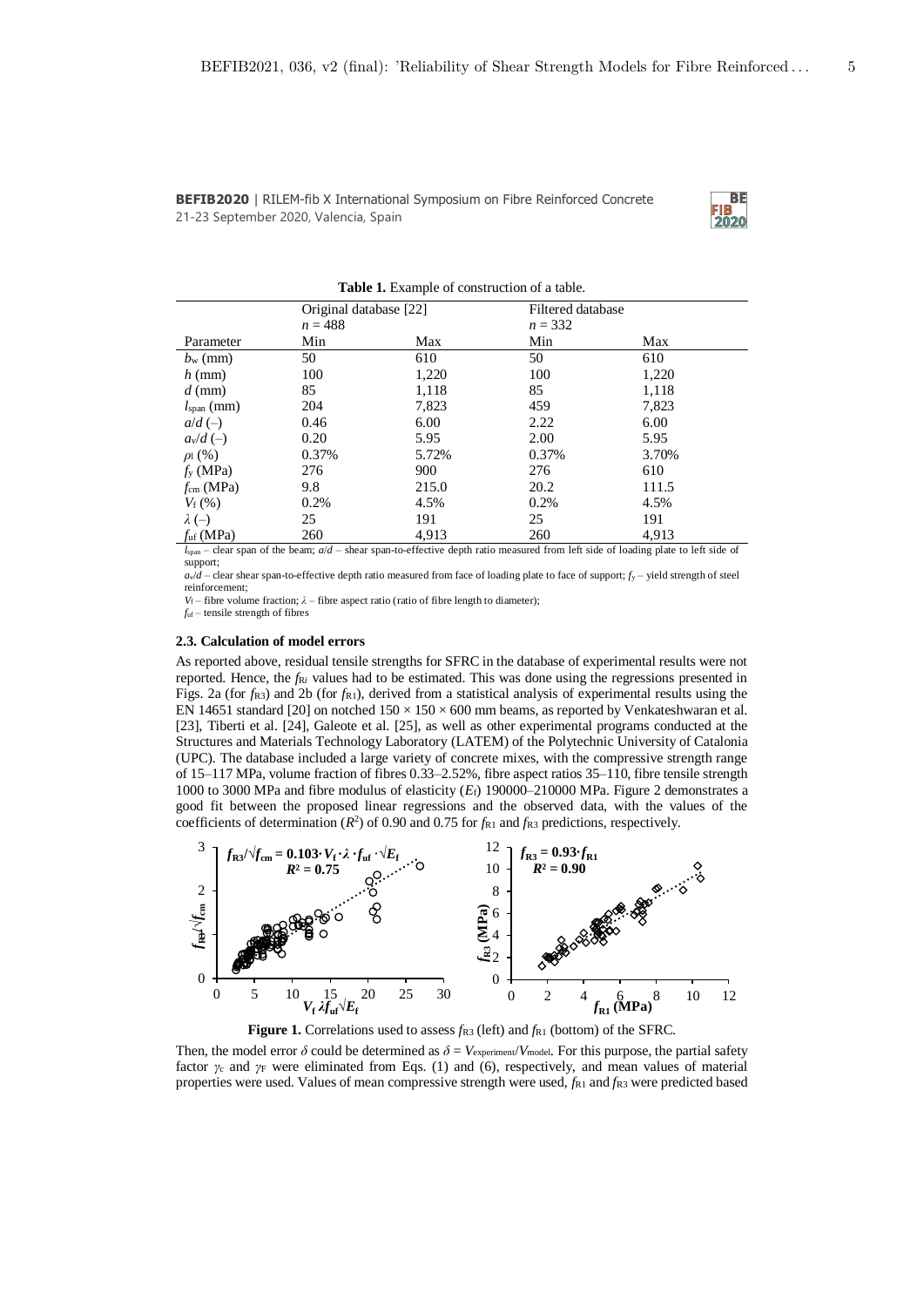**Table 1.** Example of construction of a table.

| | Original database [22] $n = 488$ | | Filtered database $n = 332$ | |
|---|---|---|---|---|
| Parameter | Min | Max | Min | Max |
| $b_w$ (mm) | 50 | 610 | 50 | 610 |
| $h$ (mm) | 100 | 1,220 | 100 | 1,220 |
| $d$ (mm) | 85 | 1,118 | 85 | 1,118 |
| $l_{span}$ (mm) | 204 | 7,823 | 459 | 7,823 |
| $a/d$ (–) | 0.46 | 6.00 | 2.22 | 6.00 |
| $a_v/d$ (–) | 0.20 | 5.95 | 2.00 | 5.95 |
| $\rho_l$ (%) | 0.37% | 5.72% | 0.37% | 3.70% |
| $f_y$ (MPa) | 276 | 900 | 276 | 610 |
| $f_{cm}$ (MPa) | 9.8 | 215.0 | 20.2 | 111.5 |
| $V_f$ (%) | 0.2% | 4.5% | 0.2% | 4.5% |
| $\lambda$ (–) | 25 | 191 | 25 | 191 |
| $f_{uf}$ (MPa) | 260 | 4,913 | 260 | 4,913 |

$l_{span}$ – clear span of the beam; $a/d$ – shear span-to-effective depth ratio measured from left side of loading plate to left side of support;
$a_v/d$ – clear shear span-to-effective depth ratio measured from face of loading plate to face of support; $f_y$ – yield strength of steel reinforcement;
$V_f$ – fibre volume fraction; $\lambda$ – fibre aspect ratio (ratio of fibre length to diameter);
$f_{uf}$ – tensile strength of fibres

### 2.3. Calculation of model errors

As reported above, residual tensile strengths for SFRC in the database of experimental results were not reported. Hence, the $f_{Ri}$ values had to be estimated. This was done using the regressions presented in Figs. 2a (for $f_{R3}$) and 2b (for $f_{R1}$), derived from a statistical analysis of experimental results using the EN 14651 standard [20] on notched 150 × 150 × 600 mm beams, as reported by Venkateshwaran et al. [23], Tiberti et al. [24], Galeote et al. [25], as well as other experimental programs conducted at the Structures and Materials Technology Laboratory (LATEM) of the Polytechnic University of Catalonia (UPC). The database included a large variety of concrete mixes, with the compressive strength range of 15–117 MPa, volume fraction of fibres 0.33–2.52%, fibre aspect ratios 35–110, fibre tensile strength 1000 to 3000 MPa and fibre modulus of elasticity ($E_f$) 190000–210000 MPa. Figure 2 demonstrates a good fit between the proposed linear regressions and the observed data, with the values of the coefficients of determination ($R^2$) of 0.90 and 0.75 for $f_{R1}$ and $f_{R3}$ predictions, respectively.

**Figure 1.** Correlations used to assess $f_{R3}$ (left) and $f_{R1}$ (bottom) of the SFRC.

Then, the model error $\delta$ could be determined as $\delta = V_{experiment}/V_{model}$. For this purpose, the partial safety factor $\gamma_c$ and $\gamma_F$ were eliminated from Eqs. (1) and (6), respectively, and mean values of material properties were used. Values of mean compressive strength were used, $f_{R1}$ and $f_{R3}$ were predicted based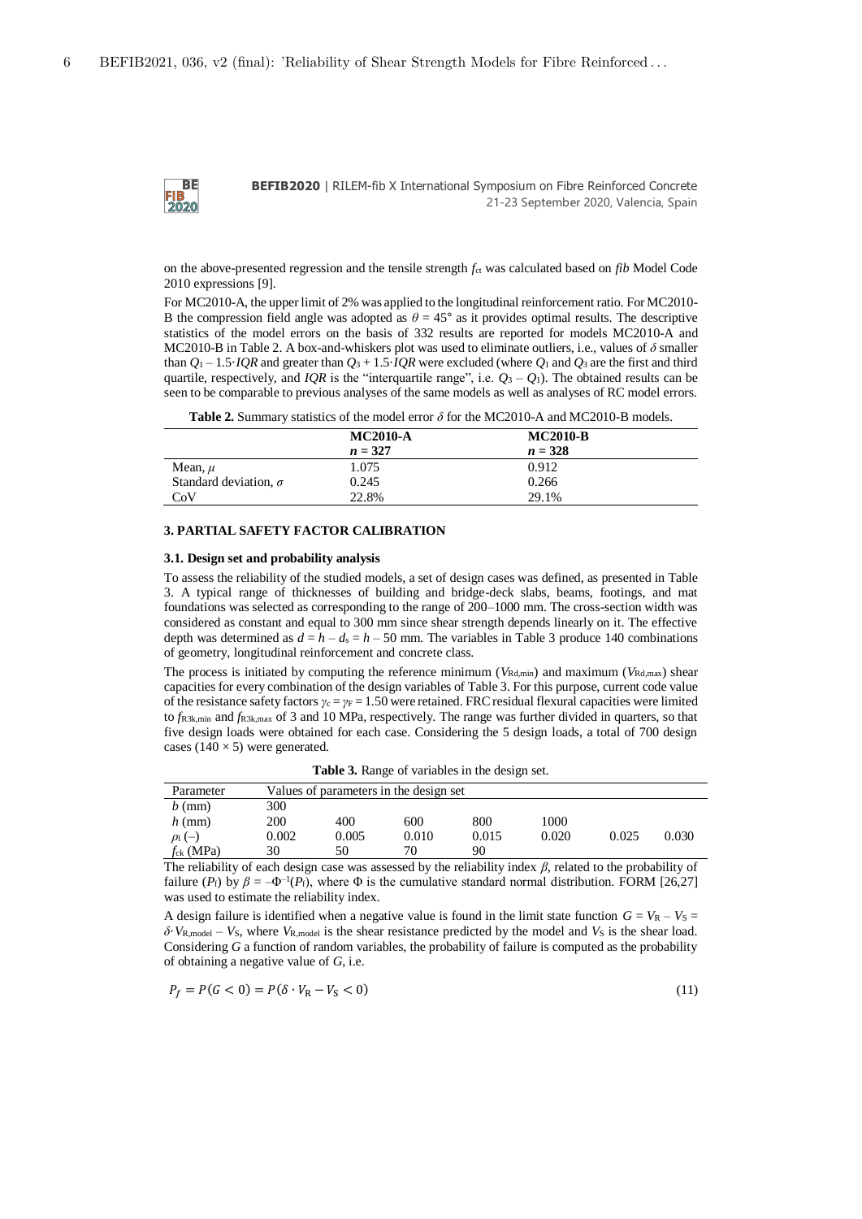on the above-presented regression and the tensile strength $f_{ct}$ was calculated based on *fib* Model Code 2010 expressions [9].

For MC2010-A, the upper limit of 2% was applied to the longitudinal reinforcement ratio. For MC2010-B the compression field angle was adopted as $\theta = 45°$ as it provides optimal results. The descriptive statistics of the model errors on the basis of 332 results are reported for models MC2010-A and MC2010-B in Table 2. A box-and-whiskers plot was used to eliminate outliers, i.e., values of $\delta$ smaller than $Q_1 - 1.5 \cdot IQR$ and greater than $Q_3 + 1.5 \cdot IQR$ were excluded (where $Q_1$ and $Q_3$ are the first and third quartile, respectively, and $IQR$ is the "interquartile range", i.e. $Q_3 - Q_1$). The obtained results can be seen to be comparable to previous analyses of the same models as well as analyses of RC model errors.

**Table 2.** Summary statistics of the model error $\delta$ for the MC2010-A and MC2010-B models.

| | **MC2010-A** $n = 327$ | **MC2010-B** $n = 328$ |
|---|---|---|
| Mean, $\mu$ | 1.075 | 0.912 |
| Standard deviation, $\sigma$ | 0.245 | 0.266 |
| CoV | 22.8% | 29.1% |

## 3. PARTIAL SAFETY FACTOR CALIBRATION

### 3.1. Design set and probability analysis

To assess the reliability of the studied models, a set of design cases was defined, as presented in Table 3. A typical range of thicknesses of building and bridge-deck slabs, beams, footings, and mat foundations was selected as corresponding to the range of 200–1000 mm. The cross-section width was considered as constant and equal to 300 mm since shear strength depends linearly on it. The effective depth was determined as $d = h - d_s = h - 50$ mm. The variables in Table 3 produce 140 combinations of geometry, longitudinal reinforcement and concrete class.

The process is initiated by computing the reference minimum ($V_{Rd,min}$) and maximum ($V_{Rd,max}$) shear capacities for every combination of the design variables of Table 3. For this purpose, current code value of the resistance safety factors $\gamma_c = \gamma_F = 1.50$ were retained. FRC residual flexural capacities were limited to $f_{R3k,min}$ and $f_{R3k,max}$ of 3 and 10 MPa, respectively. The range was further divided in quarters, so that five design loads were obtained for each case. Considering the 5 design loads, a total of 700 design cases (140 × 5) were generated.

**Table 3.** Range of variables in the design set.

| Parameter | Values of parameters in the design set | | | | | | |
|---|---|---|---|---|---|---|---|
| $b$ (mm) | 300 | | | | | | |
| $h$ (mm) | 200 | 400 | 600 | 800 | 1000 | | |
| $\rho_l$ (–) | 0.002 | 0.005 | 0.010 | 0.015 | 0.020 | 0.025 | 0.030 |
| $f_{ck}$ (MPa) | 30 | 50 | 70 | 90 | | | |

The reliability of each design case was assessed by the reliability index $\beta$, related to the probability of failure ($P_f$) by $\beta = -\Phi^{-1}(P_f)$, where $\Phi$ is the cumulative standard normal distribution. FORM [26,27] was used to estimate the reliability index.

A design failure is identified when a negative value is found in the limit state function $G = V_R - V_S = \delta \cdot V_{R,model} - V_S$, where $V_{R,model}$ is the shear resistance predicted by the model and $V_S$ is the shear load. Considering $G$ a function of random variables, the probability of failure is computed as the probability of obtaining a negative value of $G$, i.e.

$$P_f = P(G < 0) = P(\delta \cdot V_R - V_S < 0) \tag{11}$$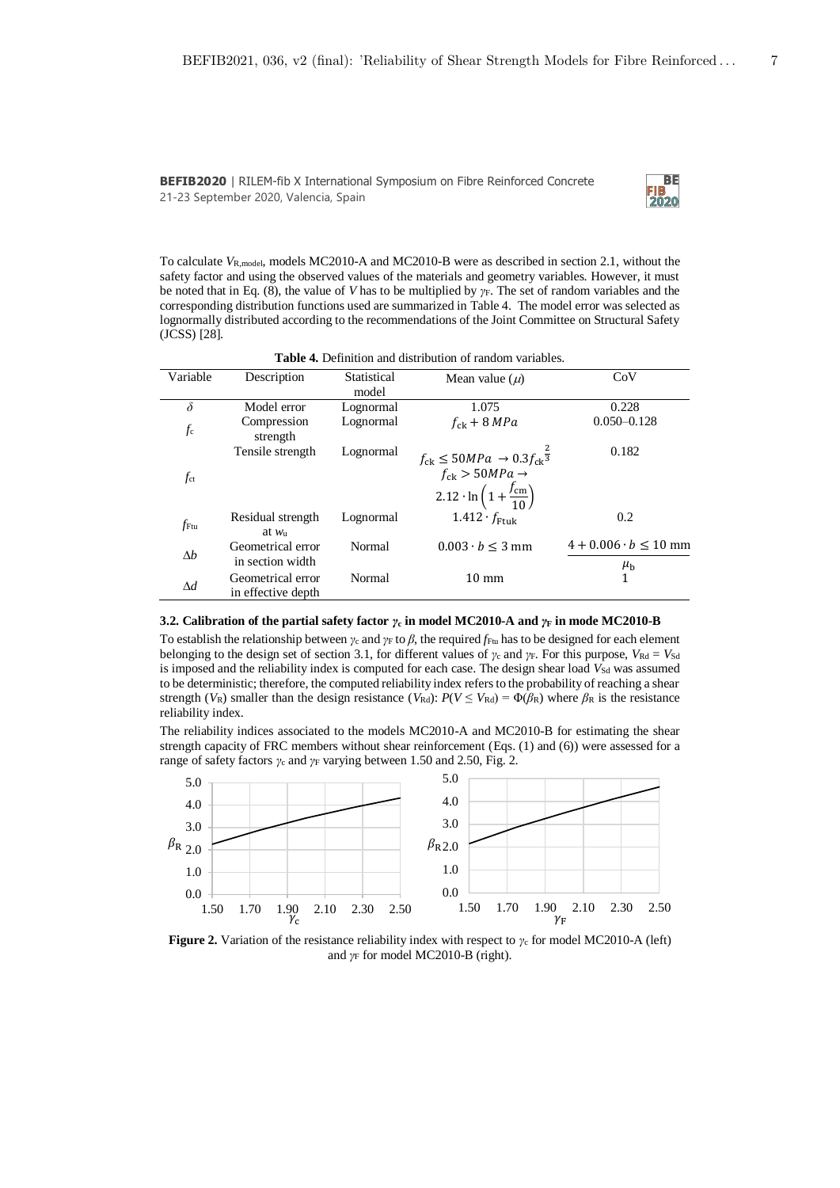To calculate $V_{R,model}$, models MC2010-A and MC2010-B were as described in section 2.1, without the safety factor and using the observed values of the materials and geometry variables. However, it must be noted that in Eq. (8), the value of $V$ has to be multiplied by $\gamma_F$. The set of random variables and the corresponding distribution functions used are summarized in Table 4. The model error was selected as lognormally distributed according to the recommendations of the Joint Committee on Structural Safety (JCSS) [28].

**Table 4.** Definition and distribution of random variables.

| Variable | Description | Statistical model | Mean value ($\mu$) | CoV |
|---|---|---|---|---|
| $\delta$ | Model error | Lognormal | 1.075 | 0.228 |
| $f_c$ | Compression strength | Lognormal | $f_{ck} + 8\,MPa$ | 0.050–0.128 |
| $f_{ct}$ | Tensile strength | Lognormal | $f_{ck} \leq 50MPa \rightarrow 0.3 f_{ck}^{\frac{2}{3}}$ <br> $f_{ck} > 50MPa \rightarrow$ <br> $2.12 \cdot \ln\left(1 + \frac{f_{cm}}{10}\right)$ | 0.182 |
| $f_{Ftu}$ | Residual strength at $w_u$ | Lognormal | $1.412 \cdot f_{Ftuk}$ | 0.2 |
| $\Delta b$ | Geometrical error in section width | Normal | $0.003 \cdot b \leq 3\text{ mm}$ | $\frac{4 + 0.006 \cdot b \leq 10\text{ mm}}{\mu_b}$ |
| $\Delta d$ | Geometrical error in effective depth | Normal | 10 mm | 1 |

### 3.2. Calibration of the partial safety factor $\gamma_c$ in model MC2010-A and $\gamma_F$ in mode MC2010-B

To establish the relationship between $\gamma_c$ and $\gamma_F$ to $\beta$, the required $f_{Ftu}$ has to be designed for each element belonging to the design set of section 3.1, for different values of $\gamma_c$ and $\gamma_F$. For this purpose, $V_{Rd} = V_{Sd}$ is imposed and the reliability index is computed for each case. The design shear load $V_{Sd}$ was assumed to be deterministic; therefore, the computed reliability index refers to the probability of reaching a shear strength ($V_R$) smaller than the design resistance ($V_{Rd}$): $P(V \leq V_{Rd}) = \Phi(\beta_R)$ where $\beta_R$ is the resistance reliability index.

The reliability indices associated to the models MC2010-A and MC2010-B for estimating the shear strength capacity of FRC members without shear reinforcement (Eqs. (1) and (6)) were assessed for a range of safety factors $\gamma_c$ and $\gamma_F$ varying between 1.50 and 2.50, Fig. 2.

**Figure 2.** Variation of the resistance reliability index with respect to $\gamma_c$ for model MC2010-A (left) and $\gamma_F$ for model MC2010-B (right).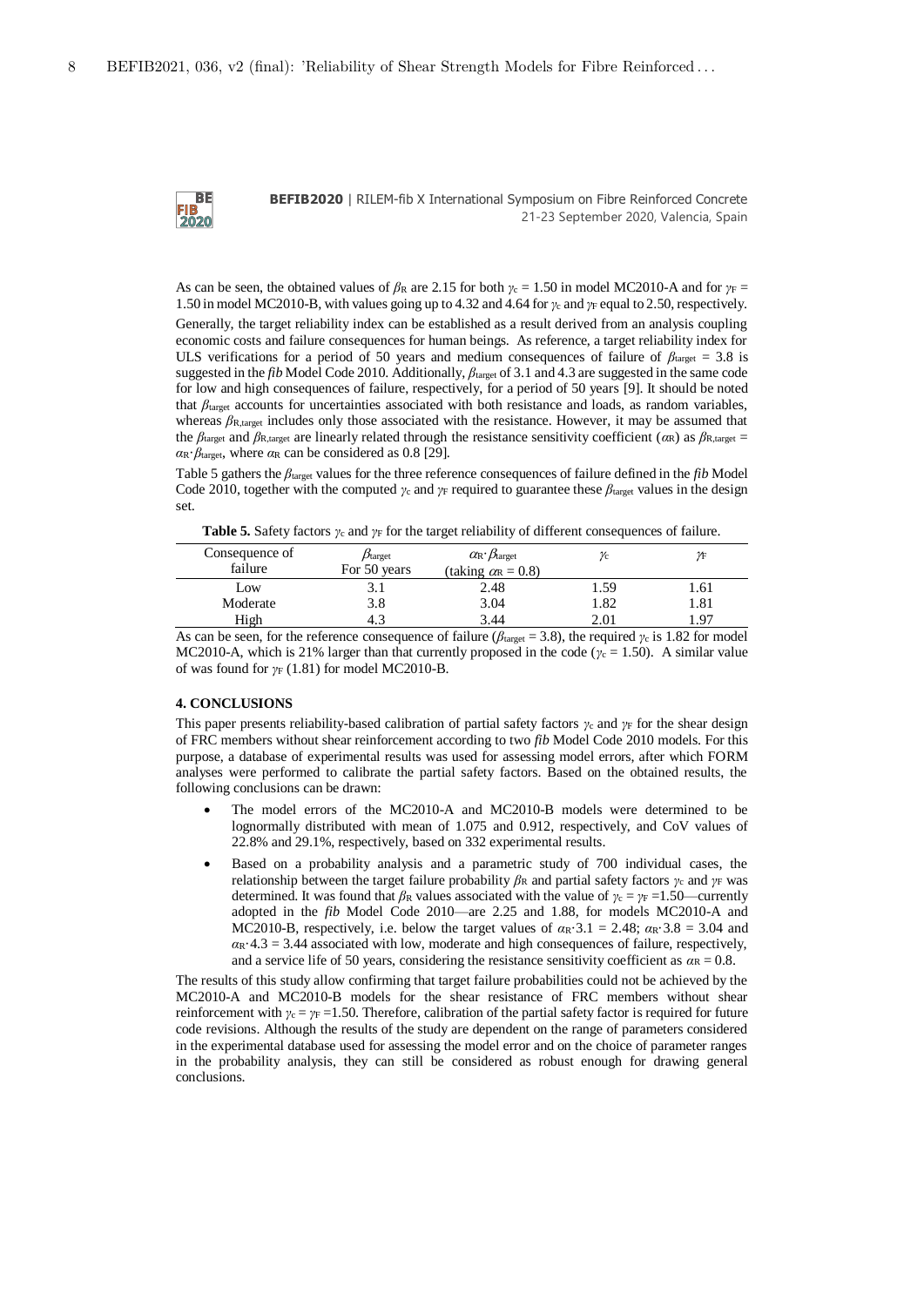As can be seen, the obtained values of $\beta_R$ are 2.15 for both $\gamma_c = 1.50$ in model MC2010-A and for $\gamma_F = 1.50$ in model MC2010-B, with values going up to 4.32 and 4.64 for $\gamma_c$ and $\gamma_F$ equal to 2.50, respectively.

Generally, the target reliability index can be established as a result derived from an analysis coupling economic costs and failure consequences for human beings. As reference, a target reliability index for ULS verifications for a period of 50 years and medium consequences of failure of $\beta_{target} = 3.8$ is suggested in the *fib* Model Code 2010. Additionally, $\beta_{target}$ of 3.1 and 4.3 are suggested in the same code for low and high consequences of failure, respectively, for a period of 50 years [9]. It should be noted that $\beta_{target}$ accounts for uncertainties associated with both resistance and loads, as random variables, whereas $\beta_{R,target}$ includes only those associated with the resistance. However, it may be assumed that the $\beta_{target}$ and $\beta_{R,target}$ are linearly related through the resistance sensitivity coefficient ($\alpha_R$) as $\beta_{R,target} = \alpha_R \cdot \beta_{target}$, where $\alpha_R$ can be considered as 0.8 [29].

Table 5 gathers the $\beta_{target}$ values for the three reference consequences of failure defined in the *fib* Model Code 2010, together with the computed $\gamma_c$ and $\gamma_F$ required to guarantee these $\beta_{target}$ values in the design set.

**Table 5.** Safety factors $\gamma_c$ and $\gamma_F$ for the target reliability of different consequences of failure.

| Consequence of failure | $\beta_{target}$ For 50 years | $\alpha_R \cdot \beta_{target}$ (taking $\alpha_R = 0.8$) | $\gamma_c$ | $\gamma_F$ |
|---|---|---|---|---|
| Low | 3.1 | 2.48 | 1.59 | 1.61 |
| Moderate | 3.8 | 3.04 | 1.82 | 1.81 |
| High | 4.3 | 3.44 | 2.01 | 1.97 |

As can be seen, for the reference consequence of failure ($\beta_{target} = 3.8$), the required $\gamma_c$ is 1.82 for model MC2010-A, which is 21% larger than that currently proposed in the code ($\gamma_c = 1.50$). A similar value of was found for $\gamma_F$ (1.81) for model MC2010-B.

## 4. CONCLUSIONS

This paper presents reliability-based calibration of partial safety factors $\gamma_c$ and $\gamma_F$ for the shear design of FRC members without shear reinforcement according to two *fib* Model Code 2010 models. For this purpose, a database of experimental results was used for assessing model errors, after which FORM analyses were performed to calibrate the partial safety factors. Based on the obtained results, the following conclusions can be drawn:

- The model errors of the MC2010-A and MC2010-B models were determined to be lognormally distributed with mean of 1.075 and 0.912, respectively, and CoV values of 22.8% and 29.1%, respectively, based on 332 experimental results.
- Based on a probability analysis and a parametric study of 700 individual cases, the relationship between the target failure probability $\beta_R$ and partial safety factors $\gamma_c$ and $\gamma_F$ was determined. It was found that $\beta_R$ values associated with the value of $\gamma_c = \gamma_F = 1.50$—currently adopted in the *fib* Model Code 2010—are 2.25 and 1.88, for models MC2010-A and MC2010-B, respectively, i.e. below the target values of $\alpha_R \cdot 3.1 = 2.48$; $\alpha_R \cdot 3.8 = 3.04$ and $\alpha_R \cdot 4.3 = 3.44$ associated with low, moderate and high consequences of failure, respectively, and a service life of 50 years, considering the resistance sensitivity coefficient as $\alpha_R = 0.8$.

The results of this study allow confirming that target failure probabilities could not be achieved by the MC2010-A and MC2010-B models for the shear resistance of FRC members without shear reinforcement with $\gamma_c = \gamma_F = 1.50$. Therefore, calibration of the partial safety factor is required for future code revisions. Although the results of the study are dependent on the range of parameters considered in the experimental database used for assessing the model error and on the choice of parameter ranges in the probability analysis, they can still be considered as robust enough for drawing general conclusions.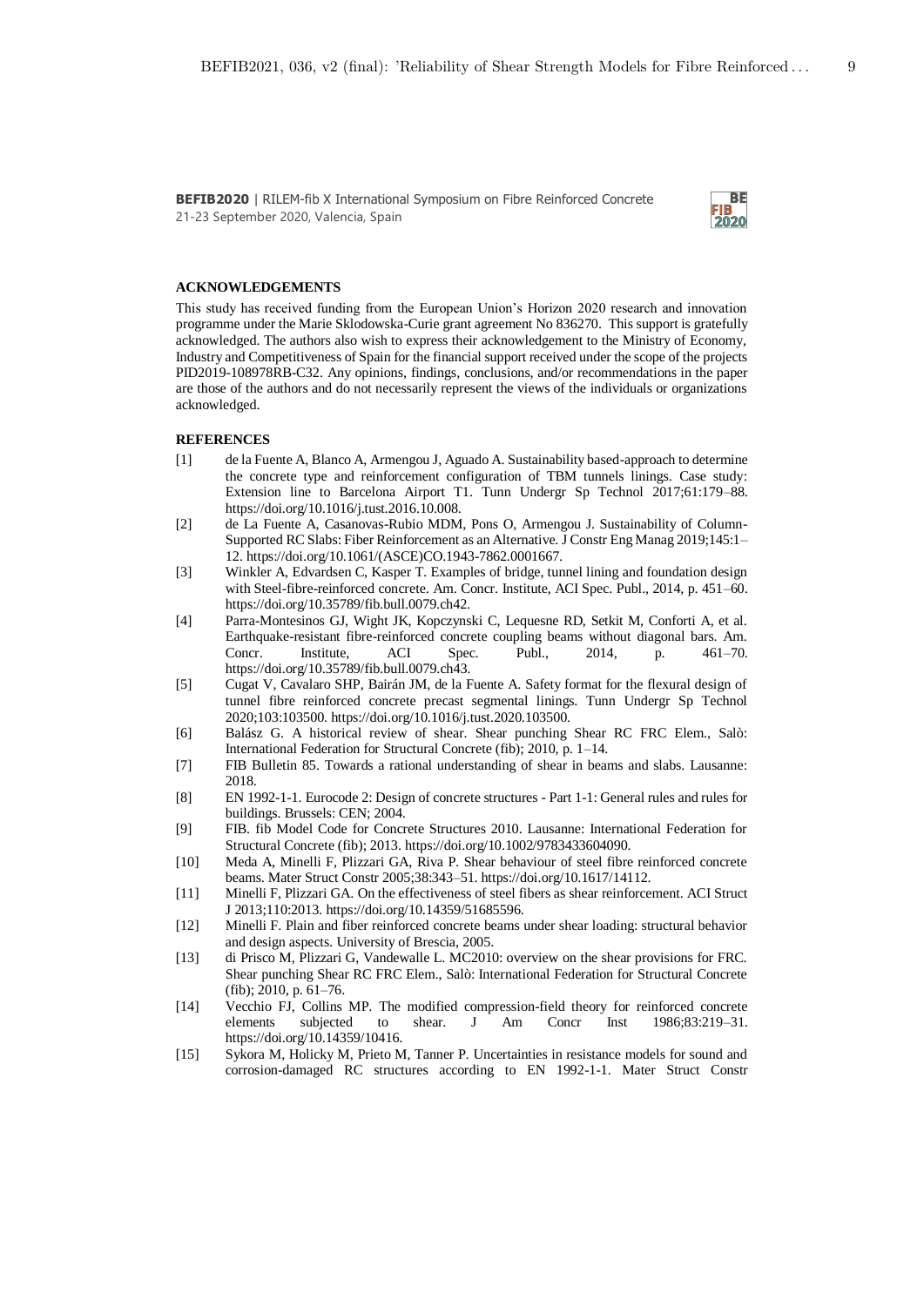### ACKNOWLEDGEMENTS

This study has received funding from the European Union's Horizon 2020 research and innovation programme under the Marie Sklodowska-Curie grant agreement No 836270. This support is gratefully acknowledged. The authors also wish to express their acknowledgement to the Ministry of Economy, Industry and Competitiveness of Spain for the financial support received under the scope of the projects PID2019-108978RB-C32. Any opinions, findings, conclusions, and/or recommendations in the paper are those of the authors and do not necessarily represent the views of the individuals or organizations acknowledged.

### REFERENCES

[1] de la Fuente A, Blanco A, Armengou J, Aguado A. Sustainability based-approach to determine the concrete type and reinforcement configuration of TBM tunnels linings. Case study: Extension line to Barcelona Airport T1. Tunn Undergr Sp Technol 2017;61:179–88. https://doi.org/10.1016/j.tust.2016.10.008.

[2] de La Fuente A, Casanovas-Rubio MDM, Pons O, Armengou J. Sustainability of Column-Supported RC Slabs: Fiber Reinforcement as an Alternative. J Constr Eng Manag 2019;145:1–12. https://doi.org/10.1061/(ASCE)CO.1943-7862.0001667.

[3] Winkler A, Edvardsen C, Kasper T. Examples of bridge, tunnel lining and foundation design with Steel-fibre-reinforced concrete. Am. Concr. Institute, ACI Spec. Publ., 2014, p. 451–60. https://doi.org/10.35789/fib.bull.0079.ch42.

[4] Parra-Montesinos GJ, Wight JK, Kopczynski C, Lequesne RD, Setkit M, Conforti A, et al. Earthquake-resistant fibre-reinforced concrete coupling beams without diagonal bars. Am. Concr. Institute, ACI Spec. Publ., 2014, p. 461–70. https://doi.org/10.35789/fib.bull.0079.ch43.

[5] Cugat V, Cavalaro SHP, Bairán JM, de la Fuente A. Safety format for the flexural design of tunnel fibre reinforced concrete precast segmental linings. Tunn Undergr Sp Technol 2020;103:103500. https://doi.org/10.1016/j.tust.2020.103500.

[6] Balász G. A historical review of shear. Shear punching Shear RC FRC Elem., Salò: International Federation for Structural Concrete (fib); 2010, p. 1–14.

[7] FIB Bulletin 85. Towards a rational understanding of shear in beams and slabs. Lausanne: 2018.

[8] EN 1992-1-1. Eurocode 2: Design of concrete structures - Part 1-1: General rules and rules for buildings. Brussels: CEN; 2004.

[9] FIB. fib Model Code for Concrete Structures 2010. Lausanne: International Federation for Structural Concrete (fib); 2013. https://doi.org/10.1002/9783433604090.

[10] Meda A, Minelli F, Plizzari GA, Riva P. Shear behaviour of steel fibre reinforced concrete beams. Mater Struct Constr 2005;38:343–51. https://doi.org/10.1617/14112.

[11] Minelli F, Plizzari GA. On the effectiveness of steel fibers as shear reinforcement. ACI Struct J 2013;110:2013. https://doi.org/10.14359/51685596.

[12] Minelli F. Plain and fiber reinforced concrete beams under shear loading: structural behavior and design aspects. University of Brescia, 2005.

[13] di Prisco M, Plizzari G, Vandewalle L. MC2010: overview on the shear provisions for FRC. Shear punching Shear RC FRC Elem., Salò: International Federation for Structural Concrete (fib); 2010, p. 61–76.

[14] Vecchio FJ, Collins MP. The modified compression-field theory for reinforced concrete elements subjected to shear. J Am Concr Inst 1986;83:219–31. https://doi.org/10.14359/10416.

[15] Sykora M, Holicky M, Prieto M, Tanner P. Uncertainties in resistance models for sound and corrosion-damaged RC structures according to EN 1992-1-1. Mater Struct Constr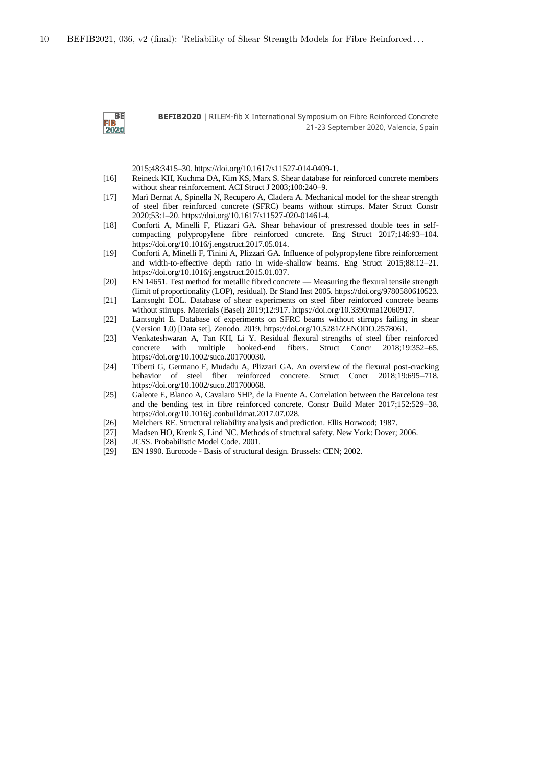2015;48:3415–30. https://doi.org/10.1617/s11527-014-0409-1.

[16] Reineck KH, Kuchma DA, Kim KS, Marx S. Shear database for reinforced concrete members without shear reinforcement. ACI Struct J 2003;100:240–9.

[17] Marì Bernat A, Spinella N, Recupero A, Cladera A. Mechanical model for the shear strength of steel fiber reinforced concrete (SFRC) beams without stirrups. Mater Struct Constr 2020;53:1–20. https://doi.org/10.1617/s11527-020-01461-4.

[18] Conforti A, Minelli F, Plizzari GA. Shear behaviour of prestressed double tees in self-compacting polypropylene fibre reinforced concrete. Eng Struct 2017;146:93–104. https://doi.org/10.1016/j.engstruct.2017.05.014.

[19] Conforti A, Minelli F, Tinini A, Plizzari GA. Influence of polypropylene fibre reinforcement and width-to-effective depth ratio in wide-shallow beams. Eng Struct 2015;88:12–21. https://doi.org/10.1016/j.engstruct.2015.01.037.

[20] EN 14651. Test method for metallic fibred concrete — Measuring the flexural tensile strength (limit of proportionality (LOP), residual). Br Stand Inst 2005. https://doi.org/9780580610523.

[21] Lantsoght EOL. Database of shear experiments on steel fiber reinforced concrete beams without stirrups. Materials (Basel) 2019;12:917. https://doi.org/10.3390/ma12060917.

[22] Lantsoght E. Database of experiments on SFRC beams without stirrups failing in shear (Version 1.0) [Data set]. Zenodo. 2019. https://doi.org/10.5281/ZENODO.2578061.

[23] Venkateshwaran A, Tan KH, Li Y. Residual flexural strengths of steel fiber reinforced concrete with multiple hooked-end fibers. Struct Concr 2018;19:352–65. https://doi.org/10.1002/suco.201700030.

[24] Tiberti G, Germano F, Mudadu A, Plizzari GA. An overview of the flexural post-cracking behavior of steel fiber reinforced concrete. Struct Concr 2018;19:695–718. https://doi.org/10.1002/suco.201700068.

[25] Galeote E, Blanco A, Cavalaro SHP, de la Fuente A. Correlation between the Barcelona test and the bending test in fibre reinforced concrete. Constr Build Mater 2017;152:529–38. https://doi.org/10.1016/j.conbuildmat.2017.07.028.

[26] Melchers RE. Structural reliability analysis and prediction. Ellis Horwood; 1987.

[27] Madsen HO, Krenk S, Lind NC. Methods of structural safety. New York: Dover; 2006.

[28] JCSS. Probabilistic Model Code. 2001.

[29] EN 1990. Eurocode - Basis of structural design. Brussels: CEN; 2002.